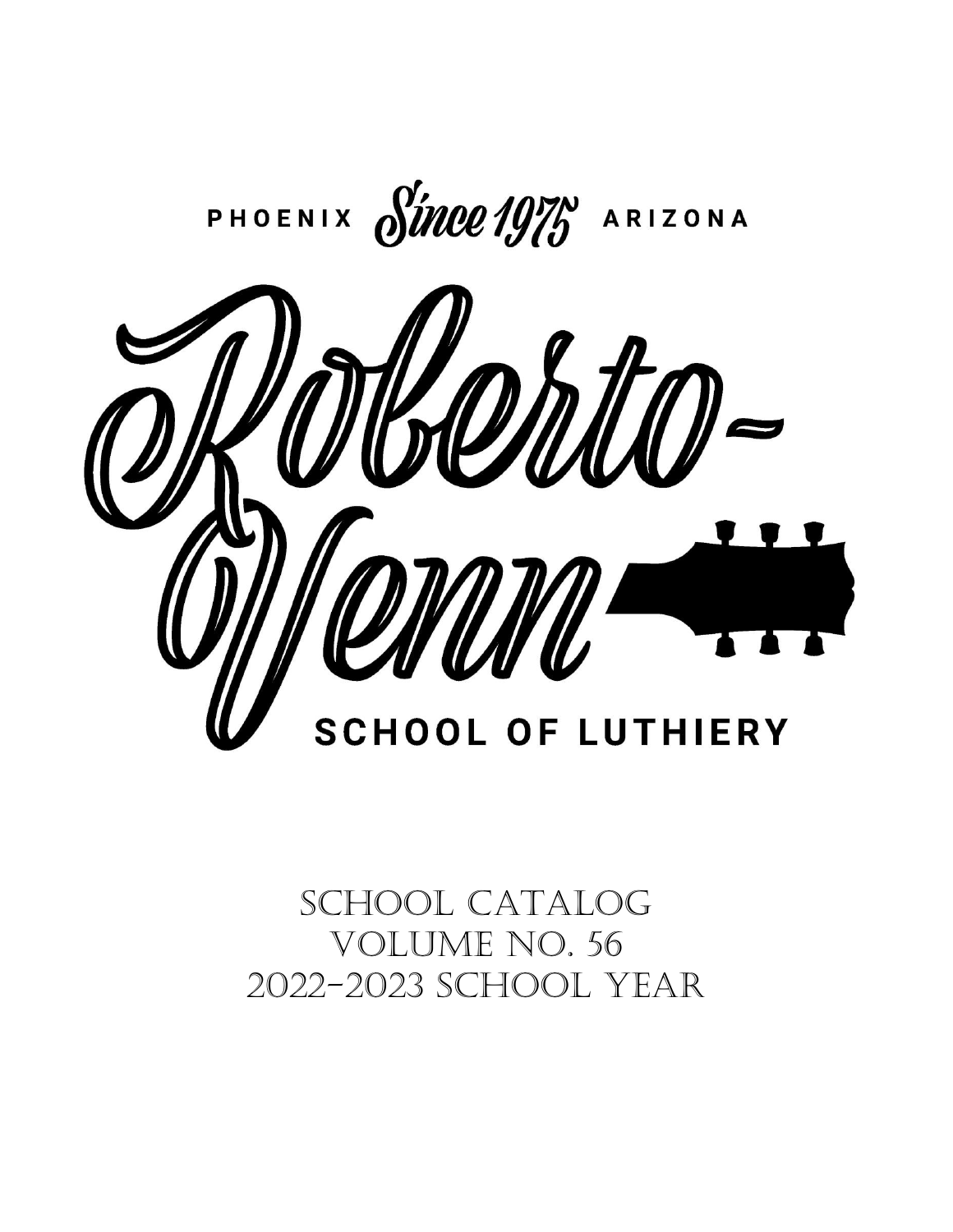PHOENIX *Since 1975* ARIZONA

# Roberto-Venn

## SCHOOL OF LUTHIERY

School Catalog
Volume No. 56
2022-2023 School Year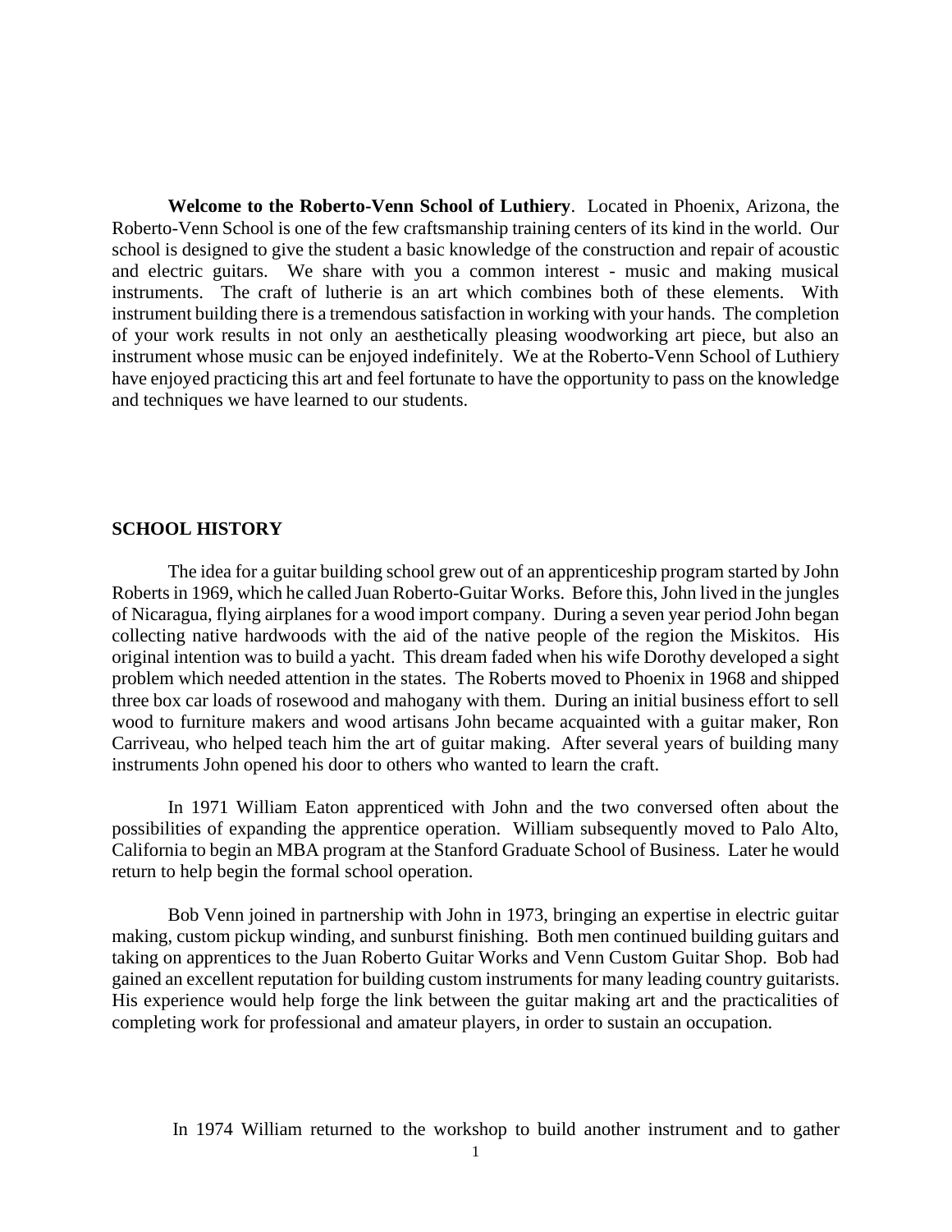**Welcome to the Roberto-Venn School of Luthiery**. Located in Phoenix, Arizona, the Roberto-Venn School is one of the few craftsmanship training centers of its kind in the world. Our school is designed to give the student a basic knowledge of the construction and repair of acoustic and electric guitars. We share with you a common interest - music and making musical instruments. The craft of lutherie is an art which combines both of these elements. With instrument building there is a tremendous satisfaction in working with your hands. The completion of your work results in not only an aesthetically pleasing woodworking art piece, but also an instrument whose music can be enjoyed indefinitely. We at the Roberto-Venn School of Luthiery have enjoyed practicing this art and feel fortunate to have the opportunity to pass on the knowledge and techniques we have learned to our students.

## SCHOOL HISTORY

The idea for a guitar building school grew out of an apprenticeship program started by John Roberts in 1969, which he called Juan Roberto-Guitar Works. Before this, John lived in the jungles of Nicaragua, flying airplanes for a wood import company. During a seven year period John began collecting native hardwoods with the aid of the native people of the region the Miskitos. His original intention was to build a yacht. This dream faded when his wife Dorothy developed a sight problem which needed attention in the states. The Roberts moved to Phoenix in 1968 and shipped three box car loads of rosewood and mahogany with them. During an initial business effort to sell wood to furniture makers and wood artisans John became acquainted with a guitar maker, Ron Carriveau, who helped teach him the art of guitar making. After several years of building many instruments John opened his door to others who wanted to learn the craft.

In 1971 William Eaton apprenticed with John and the two conversed often about the possibilities of expanding the apprentice operation. William subsequently moved to Palo Alto, California to begin an MBA program at the Stanford Graduate School of Business. Later he would return to help begin the formal school operation.

Bob Venn joined in partnership with John in 1973, bringing an expertise in electric guitar making, custom pickup winding, and sunburst finishing. Both men continued building guitars and taking on apprentices to the Juan Roberto Guitar Works and Venn Custom Guitar Shop. Bob had gained an excellent reputation for building custom instruments for many leading country guitarists. His experience would help forge the link between the guitar making art and the practicalities of completing work for professional and amateur players, in order to sustain an occupation.

In 1974 William returned to the workshop to build another instrument and to gather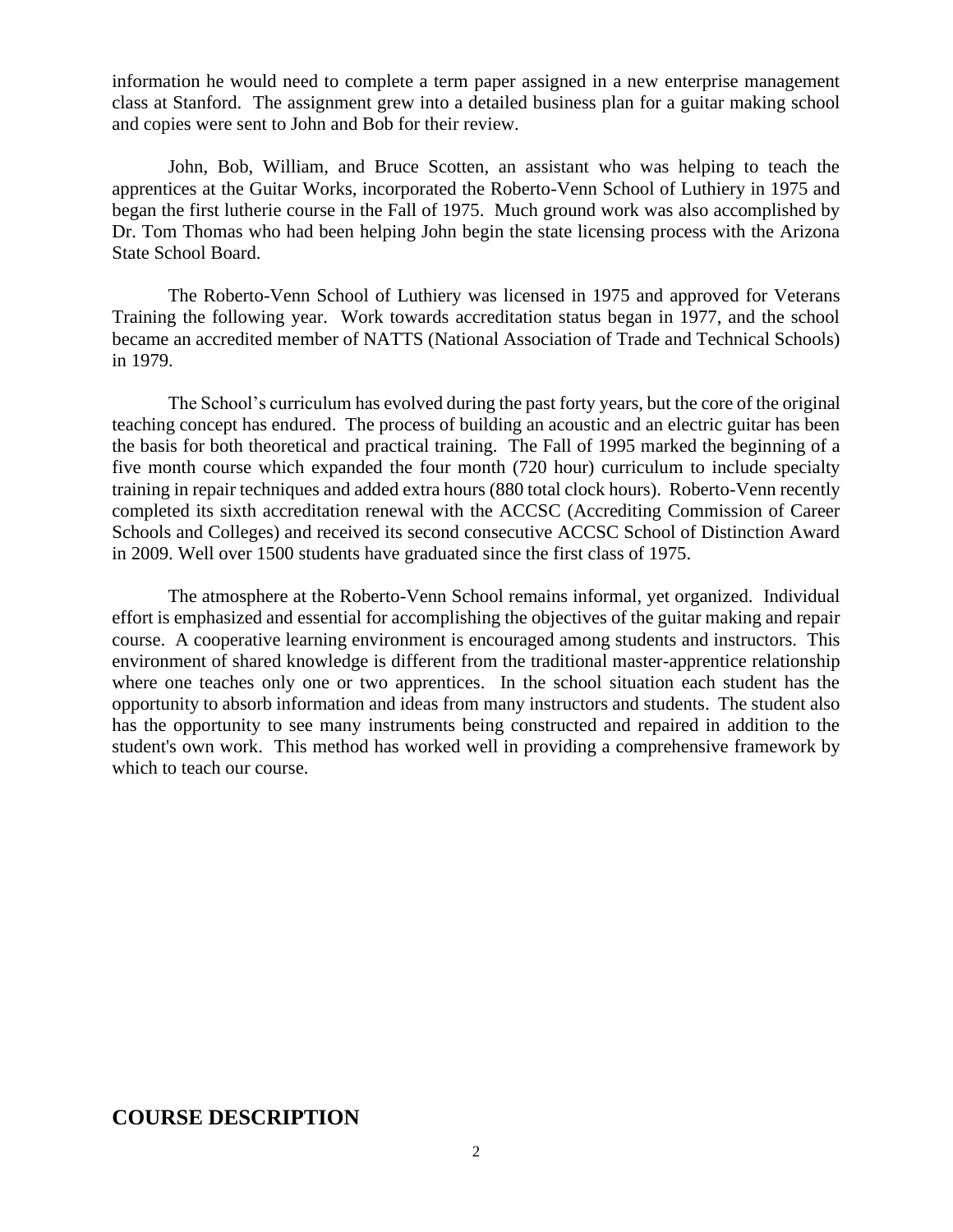information he would need to complete a term paper assigned in a new enterprise management class at Stanford. The assignment grew into a detailed business plan for a guitar making school and copies were sent to John and Bob for their review.

John, Bob, William, and Bruce Scotten, an assistant who was helping to teach the apprentices at the Guitar Works, incorporated the Roberto-Venn School of Luthiery in 1975 and began the first lutherie course in the Fall of 1975. Much ground work was also accomplished by Dr. Tom Thomas who had been helping John begin the state licensing process with the Arizona State School Board.

The Roberto-Venn School of Luthiery was licensed in 1975 and approved for Veterans Training the following year. Work towards accreditation status began in 1977, and the school became an accredited member of NATTS (National Association of Trade and Technical Schools) in 1979.

The School's curriculum has evolved during the past forty years, but the core of the original teaching concept has endured. The process of building an acoustic and an electric guitar has been the basis for both theoretical and practical training. The Fall of 1995 marked the beginning of a five month course which expanded the four month (720 hour) curriculum to include specialty training in repair techniques and added extra hours (880 total clock hours). Roberto-Venn recently completed its sixth accreditation renewal with the ACCSC (Accrediting Commission of Career Schools and Colleges) and received its second consecutive ACCSC School of Distinction Award in 2009. Well over 1500 students have graduated since the first class of 1975.

The atmosphere at the Roberto-Venn School remains informal, yet organized. Individual effort is emphasized and essential for accomplishing the objectives of the guitar making and repair course. A cooperative learning environment is encouraged among students and instructors. This environment of shared knowledge is different from the traditional master-apprentice relationship where one teaches only one or two apprentices. In the school situation each student has the opportunity to absorb information and ideas from many instructors and students. The student also has the opportunity to see many instruments being constructed and repaired in addition to the student's own work. This method has worked well in providing a comprehensive framework by which to teach our course.

## COURSE DESCRIPTION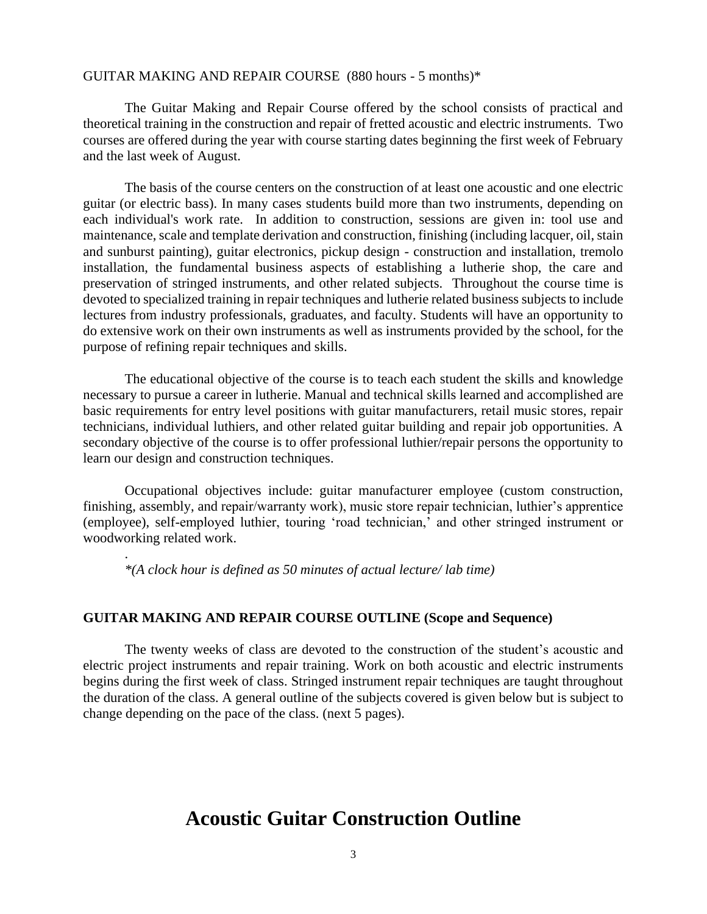GUITAR MAKING AND REPAIR COURSE (880 hours - 5 months)*

The Guitar Making and Repair Course offered by the school consists of practical and theoretical training in the construction and repair of fretted acoustic and electric instruments. Two courses are offered during the year with course starting dates beginning the first week of February and the last week of August.

The basis of the course centers on the construction of at least one acoustic and one electric guitar (or electric bass). In many cases students build more than two instruments, depending on each individual's work rate. In addition to construction, sessions are given in: tool use and maintenance, scale and template derivation and construction, finishing (including lacquer, oil, stain and sunburst painting), guitar electronics, pickup design - construction and installation, tremolo installation, the fundamental business aspects of establishing a lutherie shop, the care and preservation of stringed instruments, and other related subjects. Throughout the course time is devoted to specialized training in repair techniques and lutherie related business subjects to include lectures from industry professionals, graduates, and faculty. Students will have an opportunity to do extensive work on their own instruments as well as instruments provided by the school, for the purpose of refining repair techniques and skills.

The educational objective of the course is to teach each student the skills and knowledge necessary to pursue a career in lutherie. Manual and technical skills learned and accomplished are basic requirements for entry level positions with guitar manufacturers, retail music stores, repair technicians, individual luthiers, and other related guitar building and repair job opportunities. A secondary objective of the course is to offer professional luthier/repair persons the opportunity to learn our design and construction techniques.

Occupational objectives include: guitar manufacturer employee (custom construction, finishing, assembly, and repair/warranty work), music store repair technician, luthier's apprentice (employee), self-employed luthier, touring 'road technician,' and other stringed instrument or woodworking related work.

.
*\*(A clock hour is defined as 50 minutes of actual lecture/ lab time)*

**GUITAR MAKING AND REPAIR COURSE OUTLINE (Scope and Sequence)**

The twenty weeks of class are devoted to the construction of the student's acoustic and electric project instruments and repair training. Work on both acoustic and electric instruments begins during the first week of class. Stringed instrument repair techniques are taught throughout the duration of the class. A general outline of the subjects covered is given below but is subject to change depending on the pace of the class. (next 5 pages).

# Acoustic Guitar Construction Outline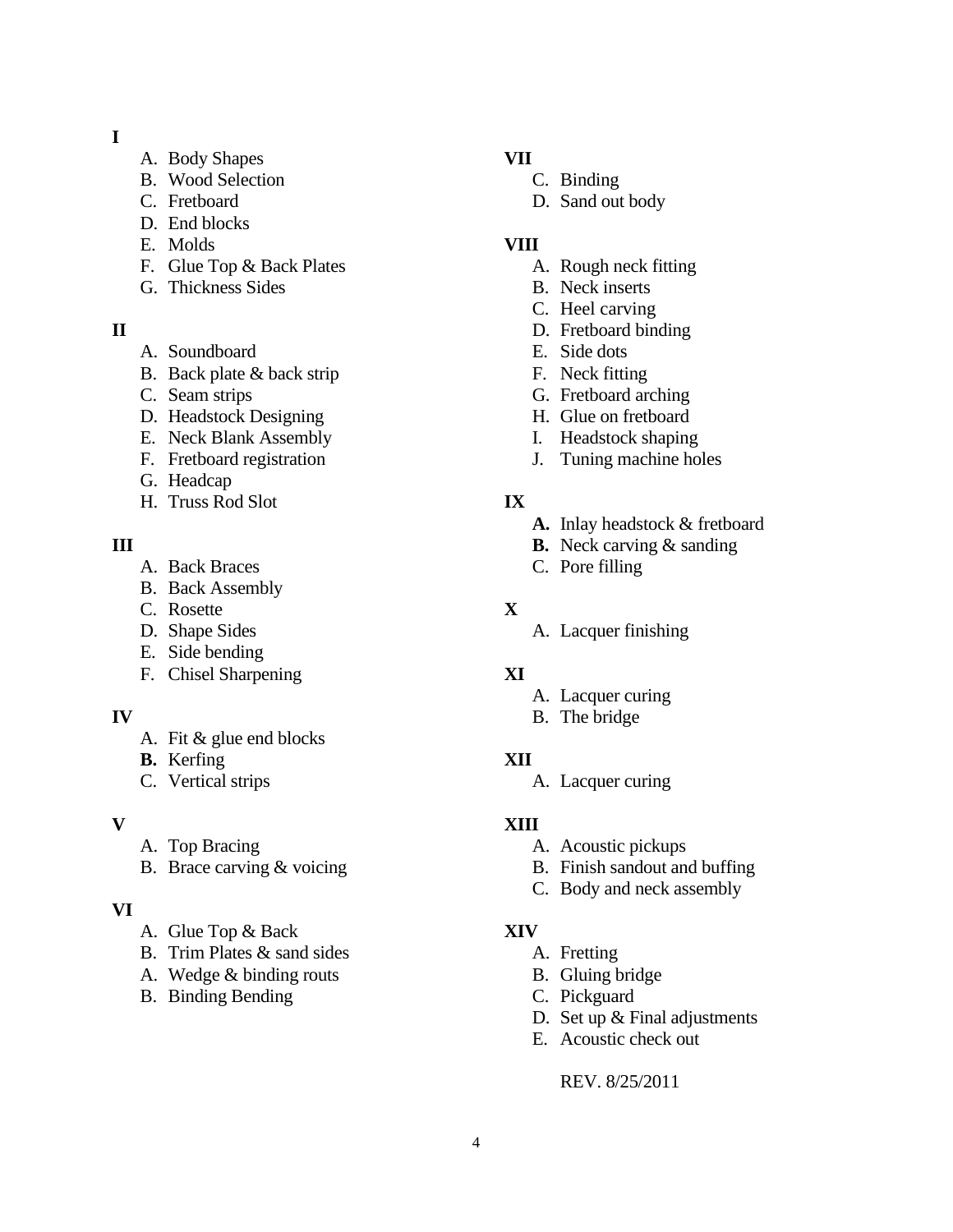**I**

A. Body Shapes
B. Wood Selection
C. Fretboard
D. End blocks
E. Molds
F. Glue Top & Back Plates
G. Thickness Sides

**II**

A. Soundboard
B. Back plate & back strip
C. Seam strips
D. Headstock Designing
E. Neck Blank Assembly
F. Fretboard registration
G. Headcap
H. Truss Rod Slot

**III**

A. Back Braces
B. Back Assembly
C. Rosette
D. Shape Sides
E. Side bending
F. Chisel Sharpening

**IV**

A. Fit & glue end blocks
**B.** Kerfing
C. Vertical strips

**V**

A. Top Bracing
B. Brace carving & voicing

**VI**

A. Glue Top & Back
B. Trim Plates & sand sides
A. Wedge & binding routs
B. Binding Bending

**VII**

C. Binding
D. Sand out body

**VIII**

A. Rough neck fitting
B. Neck inserts
C. Heel carving
D. Fretboard binding
E. Side dots
F. Neck fitting
G. Fretboard arching
H. Glue on fretboard
I. Headstock shaping
J. Tuning machine holes

**IX**

**A.** Inlay headstock & fretboard
**B.** Neck carving & sanding
C. Pore filling

**X**

A. Lacquer finishing

**XI**

A. Lacquer curing
B. The bridge

**XII**

A. Lacquer curing

**XIII**

A. Acoustic pickups
B. Finish sandout and buffing
C. Body and neck assembly

**XIV**

A. Fretting
B. Gluing bridge
C. Pickguard
D. Set up & Final adjustments
E. Acoustic check out

REV. 8/25/2011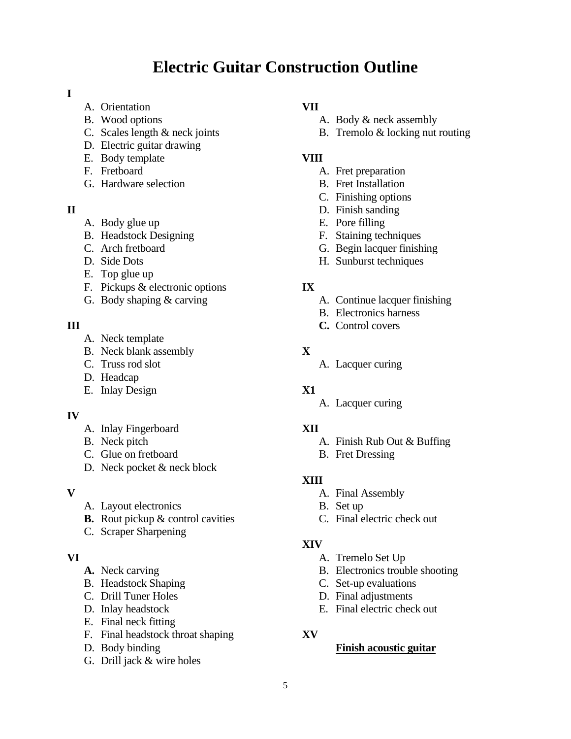# Electric Guitar Construction Outline

**I**

A. Orientation
B. Wood options
C. Scales length & neck joints
D. Electric guitar drawing
E. Body template
F. Fretboard
G. Hardware selection

**II**

A. Body glue up
B. Headstock Designing
C. Arch fretboard
D. Side Dots
E. Top glue up
F. Pickups & electronic options
G. Body shaping & carving

**III**

A. Neck template
B. Neck blank assembly
C. Truss rod slot
D. Headcap
E. Inlay Design

**IV**

A. Inlay Fingerboard
B. Neck pitch
C. Glue on fretboard
D. Neck pocket & neck block

**V**

A. Layout electronics
**B.** Rout pickup & control cavities
C. Scraper Sharpening

**VI**

**A.** Neck carving
B. Headstock Shaping
C. Drill Tuner Holes
D. Inlay headstock
E. Final neck fitting
F. Final headstock throat shaping
D. Body binding
G. Drill jack & wire holes

**VII**

A. Body & neck assembly
B. Tremolo & locking nut routing

**VIII**

A. Fret preparation
B. Fret Installation
C. Finishing options
D. Finish sanding
E. Pore filling
F. Staining techniques
G. Begin lacquer finishing
H. Sunburst techniques

**IX**

A. Continue lacquer finishing
B. Electronics harness
**C.** Control covers

**X**

A. Lacquer curing

**X1**

A. Lacquer curing

**XII**

A. Finish Rub Out & Buffing
B. Fret Dressing

**XIII**

A. Final Assembly
B. Set up
C. Final electric check out

**XIV**

A. Tremelo Set Up
B. Electronics trouble shooting
C. Set-up evaluations
D. Final adjustments
E. Final electric check out

**XV**

**Finish acoustic guitar**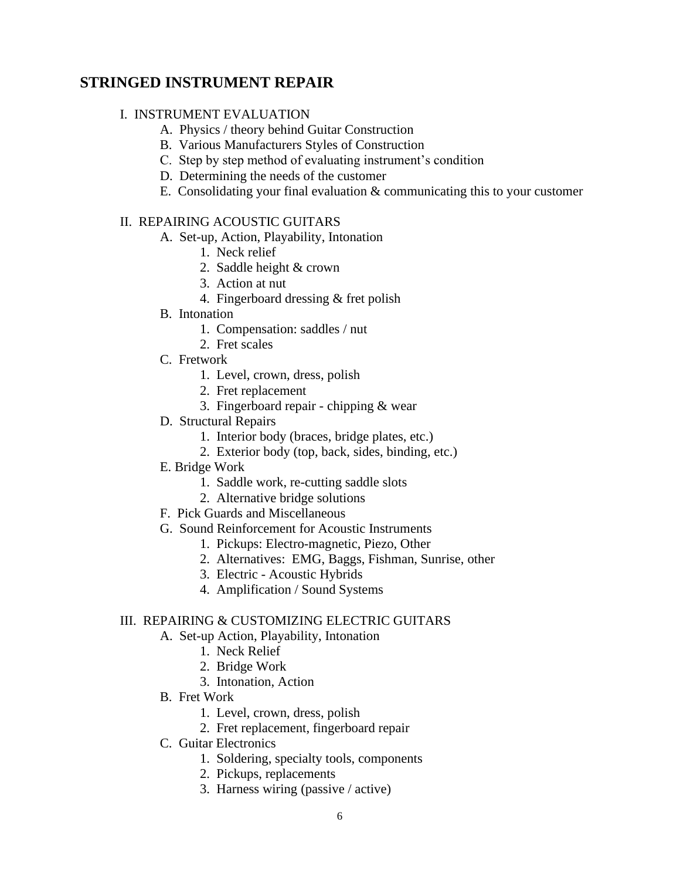## STRINGED INSTRUMENT REPAIR

I. INSTRUMENT EVALUATION

- A. Physics / theory behind Guitar Construction
- B. Various Manufacturers Styles of Construction
- C. Step by step method of evaluating instrument's condition
- D. Determining the needs of the customer
- E. Consolidating your final evaluation & communicating this to your customer

II. REPAIRING ACOUSTIC GUITARS

- A. Set-up, Action, Playability, Intonation
  1. Neck relief
  2. Saddle height & crown
  3. Action at nut
  4. Fingerboard dressing & fret polish
- B. Intonation
  1. Compensation: saddles / nut
  2. Fret scales
- C. Fretwork
  1. Level, crown, dress, polish
  2. Fret replacement
  3. Fingerboard repair - chipping & wear
- D. Structural Repairs
  1. Interior body (braces, bridge plates, etc.)
  2. Exterior body (top, back, sides, binding, etc.)
- E. Bridge Work
  1. Saddle work, re-cutting saddle slots
  2. Alternative bridge solutions
- F. Pick Guards and Miscellaneous
- G. Sound Reinforcement for Acoustic Instruments
  1. Pickups: Electro-magnetic, Piezo, Other
  2. Alternatives: EMG, Baggs, Fishman, Sunrise, other
  3. Electric - Acoustic Hybrids
  4. Amplification / Sound Systems

III. REPAIRING & CUSTOMIZING ELECTRIC GUITARS

- A. Set-up Action, Playability, Intonation
  1. Neck Relief
  2. Bridge Work
  3. Intonation, Action
- B. Fret Work
  1. Level, crown, dress, polish
  2. Fret replacement, fingerboard repair
- C. Guitar Electronics
  1. Soldering, specialty tools, components
  2. Pickups, replacements
  3. Harness wiring (passive / active)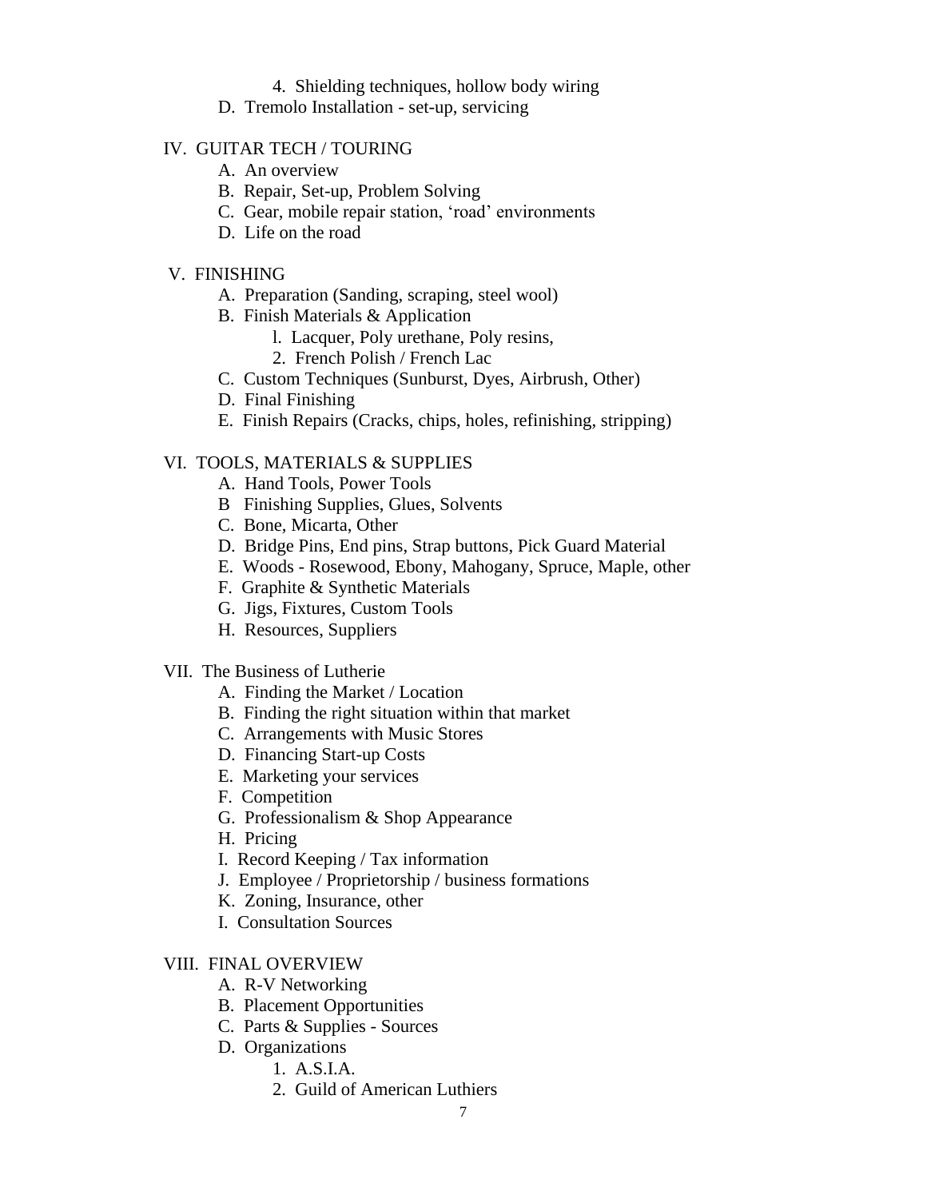4. Shielding techniques, hollow body wiring

D. Tremolo Installation - set-up, servicing

IV. GUITAR TECH / TOURING

A. An overview

B. Repair, Set-up, Problem Solving

C. Gear, mobile repair station, 'road' environments

D. Life on the road

V. FINISHING

A. Preparation (Sanding, scraping, steel wool)

B. Finish Materials & Application

l. Lacquer, Poly urethane, Poly resins,

2. French Polish / French Lac

C. Custom Techniques (Sunburst, Dyes, Airbrush, Other)

D. Final Finishing

E. Finish Repairs (Cracks, chips, holes, refinishing, stripping)

VI. TOOLS, MATERIALS & SUPPLIES

A. Hand Tools, Power Tools

B Finishing Supplies, Glues, Solvents

C. Bone, Micarta, Other

D. Bridge Pins, End pins, Strap buttons, Pick Guard Material

E. Woods - Rosewood, Ebony, Mahogany, Spruce, Maple, other

F. Graphite & Synthetic Materials

G. Jigs, Fixtures, Custom Tools

H. Resources, Suppliers

VII. The Business of Lutherie

A. Finding the Market / Location

B. Finding the right situation within that market

C. Arrangements with Music Stores

D. Financing Start-up Costs

E. Marketing your services

F. Competition

G. Professionalism & Shop Appearance

H. Pricing

I. Record Keeping / Tax information

J. Employee / Proprietorship / business formations

K. Zoning, Insurance, other

I. Consultation Sources

VIII. FINAL OVERVIEW

A. R-V Networking

B. Placement Opportunities

C. Parts & Supplies - Sources

D. Organizations

1. A.S.I.A.

2. Guild of American Luthiers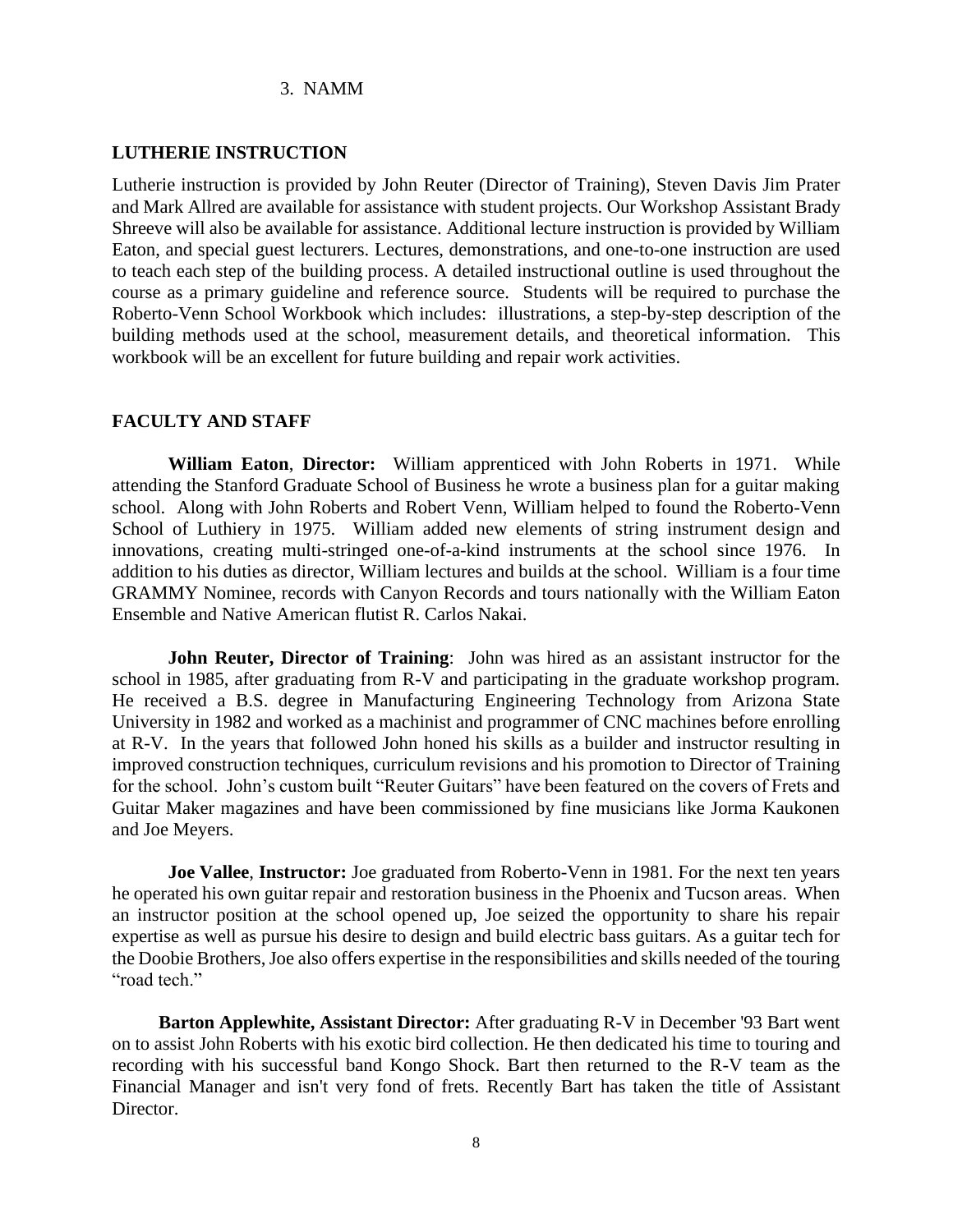3. NAMM

## LUTHERIE INSTRUCTION

Lutherie instruction is provided by John Reuter (Director of Training), Steven Davis Jim Prater and Mark Allred are available for assistance with student projects. Our Workshop Assistant Brady Shreeve will also be available for assistance. Additional lecture instruction is provided by William Eaton, and special guest lecturers. Lectures, demonstrations, and one-to-one instruction are used to teach each step of the building process. A detailed instructional outline is used throughout the course as a primary guideline and reference source. Students will be required to purchase the Roberto-Venn School Workbook which includes: illustrations, a step-by-step description of the building methods used at the school, measurement details, and theoretical information. This workbook will be an excellent for future building and repair work activities.

## FACULTY AND STAFF

**William Eaton**, **Director:** William apprenticed with John Roberts in 1971. While attending the Stanford Graduate School of Business he wrote a business plan for a guitar making school. Along with John Roberts and Robert Venn, William helped to found the Roberto-Venn School of Luthiery in 1975. William added new elements of string instrument design and innovations, creating multi-stringed one-of-a-kind instruments at the school since 1976. In addition to his duties as director, William lectures and builds at the school. William is a four time GRAMMY Nominee, records with Canyon Records and tours nationally with the William Eaton Ensemble and Native American flutist R. Carlos Nakai.

**John Reuter, Director of Training**: John was hired as an assistant instructor for the school in 1985, after graduating from R-V and participating in the graduate workshop program. He received a B.S. degree in Manufacturing Engineering Technology from Arizona State University in 1982 and worked as a machinist and programmer of CNC machines before enrolling at R-V. In the years that followed John honed his skills as a builder and instructor resulting in improved construction techniques, curriculum revisions and his promotion to Director of Training for the school. John's custom built "Reuter Guitars" have been featured on the covers of Frets and Guitar Maker magazines and have been commissioned by fine musicians like Jorma Kaukonen and Joe Meyers.

**Joe Vallee**, **Instructor:** Joe graduated from Roberto-Venn in 1981. For the next ten years he operated his own guitar repair and restoration business in the Phoenix and Tucson areas. When an instructor position at the school opened up, Joe seized the opportunity to share his repair expertise as well as pursue his desire to design and build electric bass guitars. As a guitar tech for the Doobie Brothers, Joe also offers expertise in the responsibilities and skills needed of the touring "road tech."

**Barton Applewhite, Assistant Director:** After graduating R-V in December '93 Bart went on to assist John Roberts with his exotic bird collection. He then dedicated his time to touring and recording with his successful band Kongo Shock. Bart then returned to the R-V team as the Financial Manager and isn't very fond of frets. Recently Bart has taken the title of Assistant Director.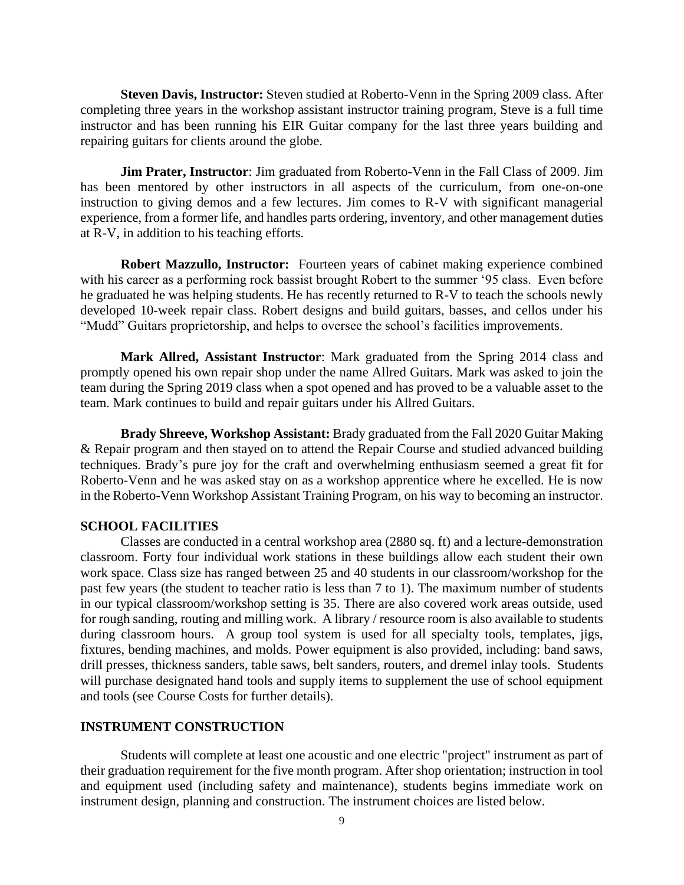**Steven Davis, Instructor:** Steven studied at Roberto-Venn in the Spring 2009 class. After completing three years in the workshop assistant instructor training program, Steve is a full time instructor and has been running his EIR Guitar company for the last three years building and repairing guitars for clients around the globe.

**Jim Prater, Instructor**: Jim graduated from Roberto-Venn in the Fall Class of 2009. Jim has been mentored by other instructors in all aspects of the curriculum, from one-on-one instruction to giving demos and a few lectures. Jim comes to R-V with significant managerial experience, from a former life, and handles parts ordering, inventory, and other management duties at R-V, in addition to his teaching efforts.

**Robert Mazzullo, Instructor:** Fourteen years of cabinet making experience combined with his career as a performing rock bassist brought Robert to the summer '95 class. Even before he graduated he was helping students. He has recently returned to R-V to teach the schools newly developed 10-week repair class. Robert designs and build guitars, basses, and cellos under his "Mudd" Guitars proprietorship, and helps to oversee the school's facilities improvements.

**Mark Allred, Assistant Instructor**: Mark graduated from the Spring 2014 class and promptly opened his own repair shop under the name Allred Guitars. Mark was asked to join the team during the Spring 2019 class when a spot opened and has proved to be a valuable asset to the team. Mark continues to build and repair guitars under his Allred Guitars.

**Brady Shreeve, Workshop Assistant:** Brady graduated from the Fall 2020 Guitar Making & Repair program and then stayed on to attend the Repair Course and studied advanced building techniques. Brady's pure joy for the craft and overwhelming enthusiasm seemed a great fit for Roberto-Venn and he was asked stay on as a workshop apprentice where he excelled. He is now in the Roberto-Venn Workshop Assistant Training Program, on his way to becoming an instructor.

## SCHOOL FACILITIES

Classes are conducted in a central workshop area (2880 sq. ft) and a lecture-demonstration classroom. Forty four individual work stations in these buildings allow each student their own work space. Class size has ranged between 25 and 40 students in our classroom/workshop for the past few years (the student to teacher ratio is less than 7 to 1). The maximum number of students in our typical classroom/workshop setting is 35. There are also covered work areas outside, used for rough sanding, routing and milling work. A library / resource room is also available to students during classroom hours. A group tool system is used for all specialty tools, templates, jigs, fixtures, bending machines, and molds. Power equipment is also provided, including: band saws, drill presses, thickness sanders, table saws, belt sanders, routers, and dremel inlay tools. Students will purchase designated hand tools and supply items to supplement the use of school equipment and tools (see Course Costs for further details).

## INSTRUMENT CONSTRUCTION

Students will complete at least one acoustic and one electric "project" instrument as part of their graduation requirement for the five month program. After shop orientation; instruction in tool and equipment used (including safety and maintenance), students begins immediate work on instrument design, planning and construction. The instrument choices are listed below.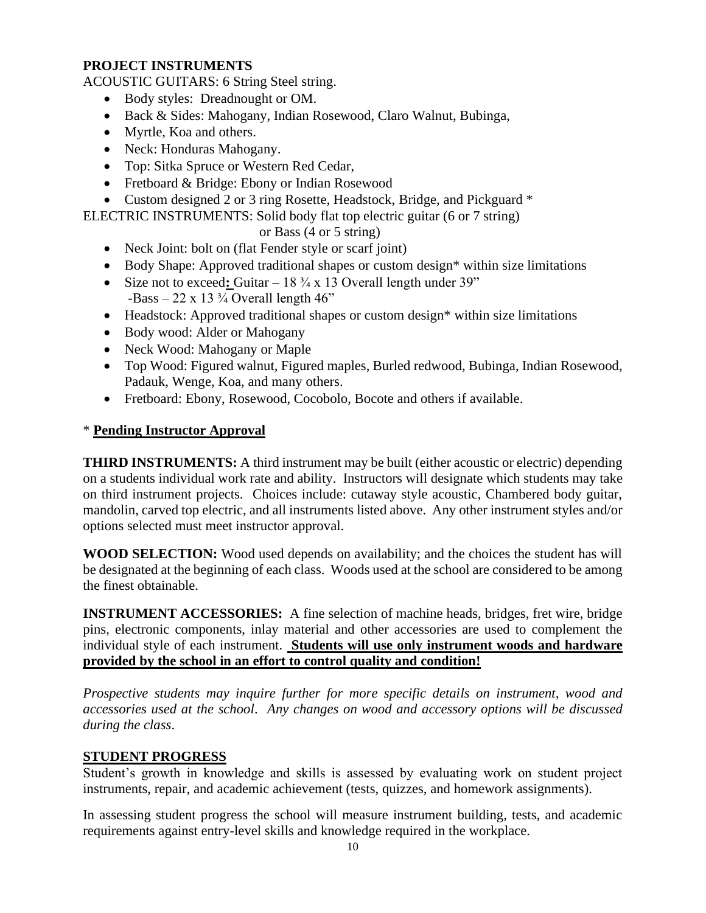**PROJECT INSTRUMENTS**

ACOUSTIC GUITARS: 6 String Steel string.

- Body styles: Dreadnought or OM.
- Back & Sides: Mahogany, Indian Rosewood, Claro Walnut, Bubinga,
- Myrtle, Koa and others.
- Neck: Honduras Mahogany.
- Top: Sitka Spruce or Western Red Cedar,
- Fretboard & Bridge: Ebony or Indian Rosewood
- Custom designed 2 or 3 ring Rosette, Headstock, Bridge, and Pickguard *

ELECTRIC INSTRUMENTS: Solid body flat top electric guitar (6 or 7 string)
or Bass (4 or 5 string)

- Neck Joint: bolt on (flat Fender style or scarf joint)
- Body Shape: Approved traditional shapes or custom design* within size limitations
- Size not to exceed: Guitar – 18 ¾ x 13 Overall length under 39"
  -Bass – 22 x 13 ¾ Overall length 46"
- Headstock: Approved traditional shapes or custom design* within size limitations
- Body wood: Alder or Mahogany
- Neck Wood: Mahogany or Maple
- Top Wood: Figured walnut, Figured maples, Burled redwood, Bubinga, Indian Rosewood, Padauk, Wenge, Koa, and many others.
- Fretboard: Ebony, Rosewood, Cocobolo, Bocote and others if available.

* **Pending Instructor Approval**

**THIRD INSTRUMENTS:** A third instrument may be built (either acoustic or electric) depending on a students individual work rate and ability. Instructors will designate which students may take on third instrument projects. Choices include: cutaway style acoustic, Chambered body guitar, mandolin, carved top electric, and all instruments listed above. Any other instrument styles and/or options selected must meet instructor approval.

**WOOD SELECTION:** Wood used depends on availability; and the choices the student has will be designated at the beginning of each class. Woods used at the school are considered to be among the finest obtainable.

**INSTRUMENT ACCESSORIES:** A fine selection of machine heads, bridges, fret wire, bridge pins, electronic components, inlay material and other accessories are used to complement the individual style of each instrument. **Students will use only instrument woods and hardware provided by the school in an effort to control quality and condition!**

*Prospective students may inquire further for more specific details on instrument, wood and accessories used at the school. Any changes on wood and accessory options will be discussed during the class.*

**STUDENT PROGRESS**

Student's growth in knowledge and skills is assessed by evaluating work on student project instruments, repair, and academic achievement (tests, quizzes, and homework assignments).

In assessing student progress the school will measure instrument building, tests, and academic requirements against entry-level skills and knowledge required in the workplace.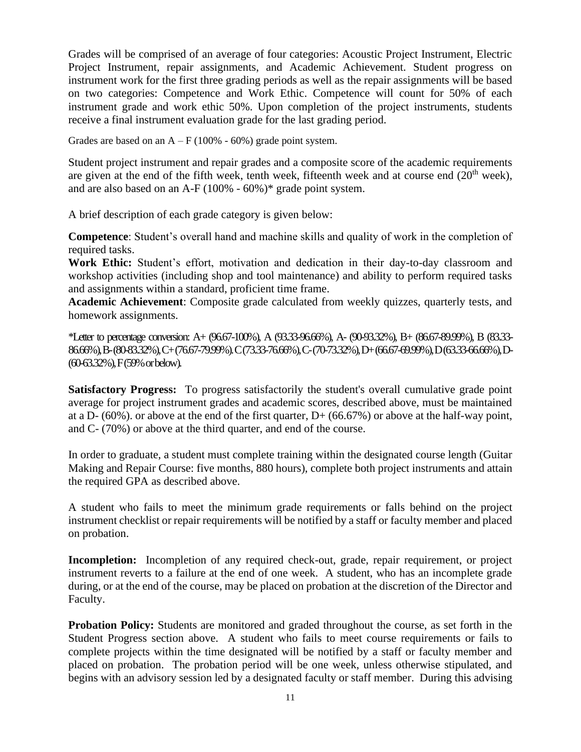Grades will be comprised of an average of four categories: Acoustic Project Instrument, Electric Project Instrument, repair assignments, and Academic Achievement. Student progress on instrument work for the first three grading periods as well as the repair assignments will be based on two categories: Competence and Work Ethic. Competence will count for 50% of each instrument grade and work ethic 50%. Upon completion of the project instruments, students receive a final instrument evaluation grade for the last grading period.

Grades are based on an A – F (100% - 60%) grade point system.

Student project instrument and repair grades and a composite score of the academic requirements are given at the end of the fifth week, tenth week, fifteenth week and at course end (20th week), and are also based on an A-F (100% - 60%)* grade point system.

A brief description of each grade category is given below:

**Competence**: Student's overall hand and machine skills and quality of work in the completion of required tasks.
**Work Ethic:** Student's effort, motivation and dedication in their day-to-day classroom and workshop activities (including shop and tool maintenance) and ability to perform required tasks and assignments within a standard, proficient time frame.
**Academic Achievement**: Composite grade calculated from weekly quizzes, quarterly tests, and homework assignments.

*Letter to percentage conversion: A+ (96.67-100%), A (93.33-96.66%), A- (90-93.32%), B+ (86.67-89.99%), B (83.33-86.66%), B- (80-83.32%), C+ (76.67-79.99%). C (73.33-76.66%), C- (70-73.32%), D+ (66.67-69.99%), D (63.33-66.66%), D- (60-63.32%), F (59% or below).

**Satisfactory Progress:** To progress satisfactorily the student's overall cumulative grade point average for project instrument grades and academic scores, described above, must be maintained at a D- (60%). or above at the end of the first quarter, D+ (66.67%) or above at the half-way point, and C- (70%) or above at the third quarter, and end of the course.

In order to graduate, a student must complete training within the designated course length (Guitar Making and Repair Course: five months, 880 hours), complete both project instruments and attain the required GPA as described above.

A student who fails to meet the minimum grade requirements or falls behind on the project instrument checklist or repair requirements will be notified by a staff or faculty member and placed on probation.

**Incompletion:** Incompletion of any required check-out, grade, repair requirement, or project instrument reverts to a failure at the end of one week. A student, who has an incomplete grade during, or at the end of the course, may be placed on probation at the discretion of the Director and Faculty.

**Probation Policy:** Students are monitored and graded throughout the course, as set forth in the Student Progress section above. A student who fails to meet course requirements or fails to complete projects within the time designated will be notified by a staff or faculty member and placed on probation. The probation period will be one week, unless otherwise stipulated, and begins with an advisory session led by a designated faculty or staff member. During this advising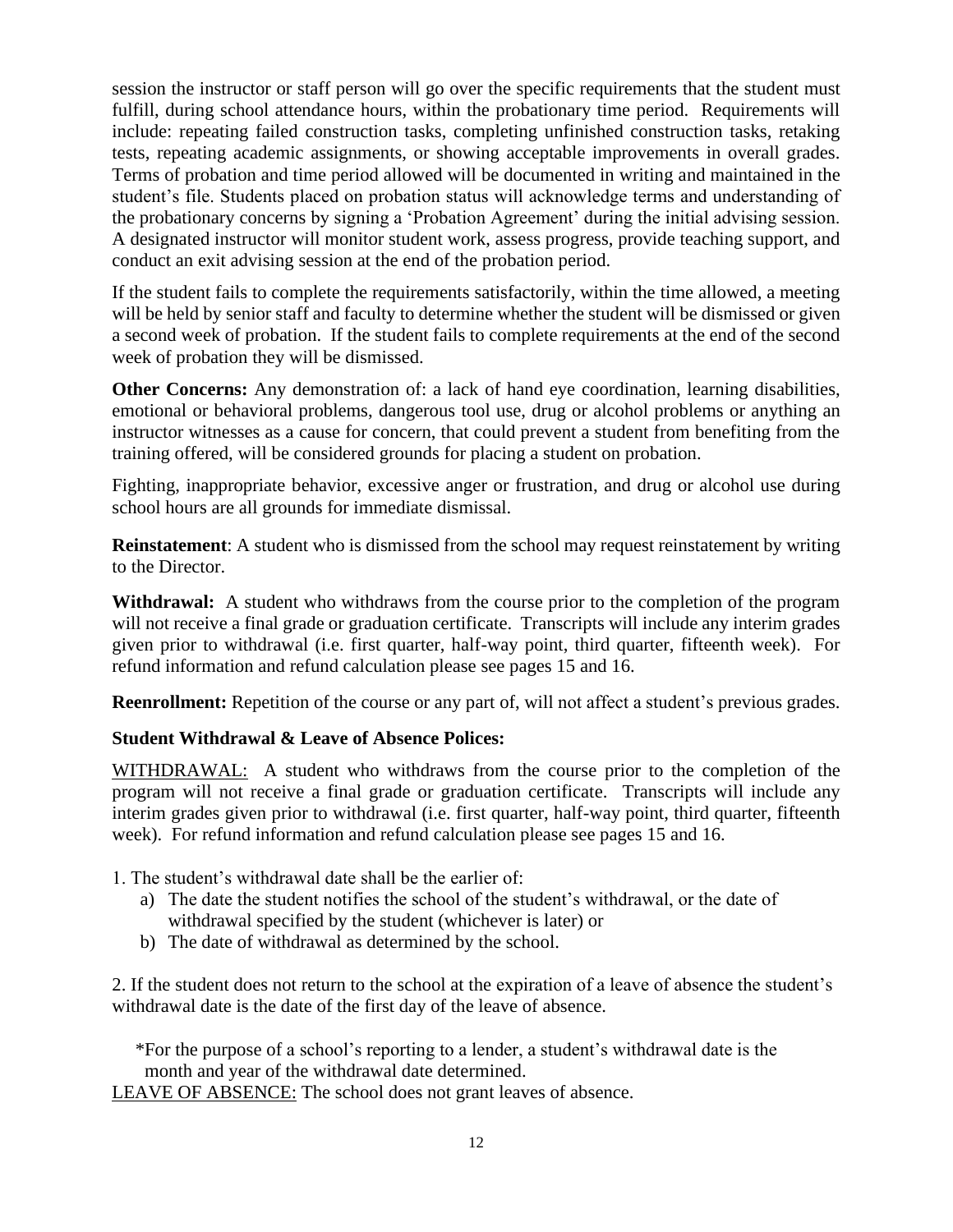session the instructor or staff person will go over the specific requirements that the student must fulfill, during school attendance hours, within the probationary time period. Requirements will include: repeating failed construction tasks, completing unfinished construction tasks, retaking tests, repeating academic assignments, or showing acceptable improvements in overall grades. Terms of probation and time period allowed will be documented in writing and maintained in the student's file. Students placed on probation status will acknowledge terms and understanding of the probationary concerns by signing a 'Probation Agreement' during the initial advising session. A designated instructor will monitor student work, assess progress, provide teaching support, and conduct an exit advising session at the end of the probation period.

If the student fails to complete the requirements satisfactorily, within the time allowed, a meeting will be held by senior staff and faculty to determine whether the student will be dismissed or given a second week of probation. If the student fails to complete requirements at the end of the second week of probation they will be dismissed.

**Other Concerns:** Any demonstration of: a lack of hand eye coordination, learning disabilities, emotional or behavioral problems, dangerous tool use, drug or alcohol problems or anything an instructor witnesses as a cause for concern, that could prevent a student from benefiting from the training offered, will be considered grounds for placing a student on probation.

Fighting, inappropriate behavior, excessive anger or frustration, and drug or alcohol use during school hours are all grounds for immediate dismissal.

**Reinstatement**: A student who is dismissed from the school may request reinstatement by writing to the Director.

**Withdrawal:** A student who withdraws from the course prior to the completion of the program will not receive a final grade or graduation certificate. Transcripts will include any interim grades given prior to withdrawal (i.e. first quarter, half-way point, third quarter, fifteenth week). For refund information and refund calculation please see pages 15 and 16.

**Reenrollment:** Repetition of the course or any part of, will not affect a student's previous grades.

**Student Withdrawal & Leave of Absence Polices:**

<u>WITHDRAWAL:</u> A student who withdraws from the course prior to the completion of the program will not receive a final grade or graduation certificate. Transcripts will include any interim grades given prior to withdrawal (i.e. first quarter, half-way point, third quarter, fifteenth week). For refund information and refund calculation please see pages 15 and 16.

1. The student's withdrawal date shall be the earlier of:
   a) The date the student notifies the school of the student's withdrawal, or the date of withdrawal specified by the student (whichever is later) or
   b) The date of withdrawal as determined by the school.

2. If the student does not return to the school at the expiration of a leave of absence the student's withdrawal date is the date of the first day of the leave of absence.

*For the purpose of a school's reporting to a lender, a student's withdrawal date is the month and year of the withdrawal date determined.

<u>LEAVE OF ABSENCE:</u> The school does not grant leaves of absence.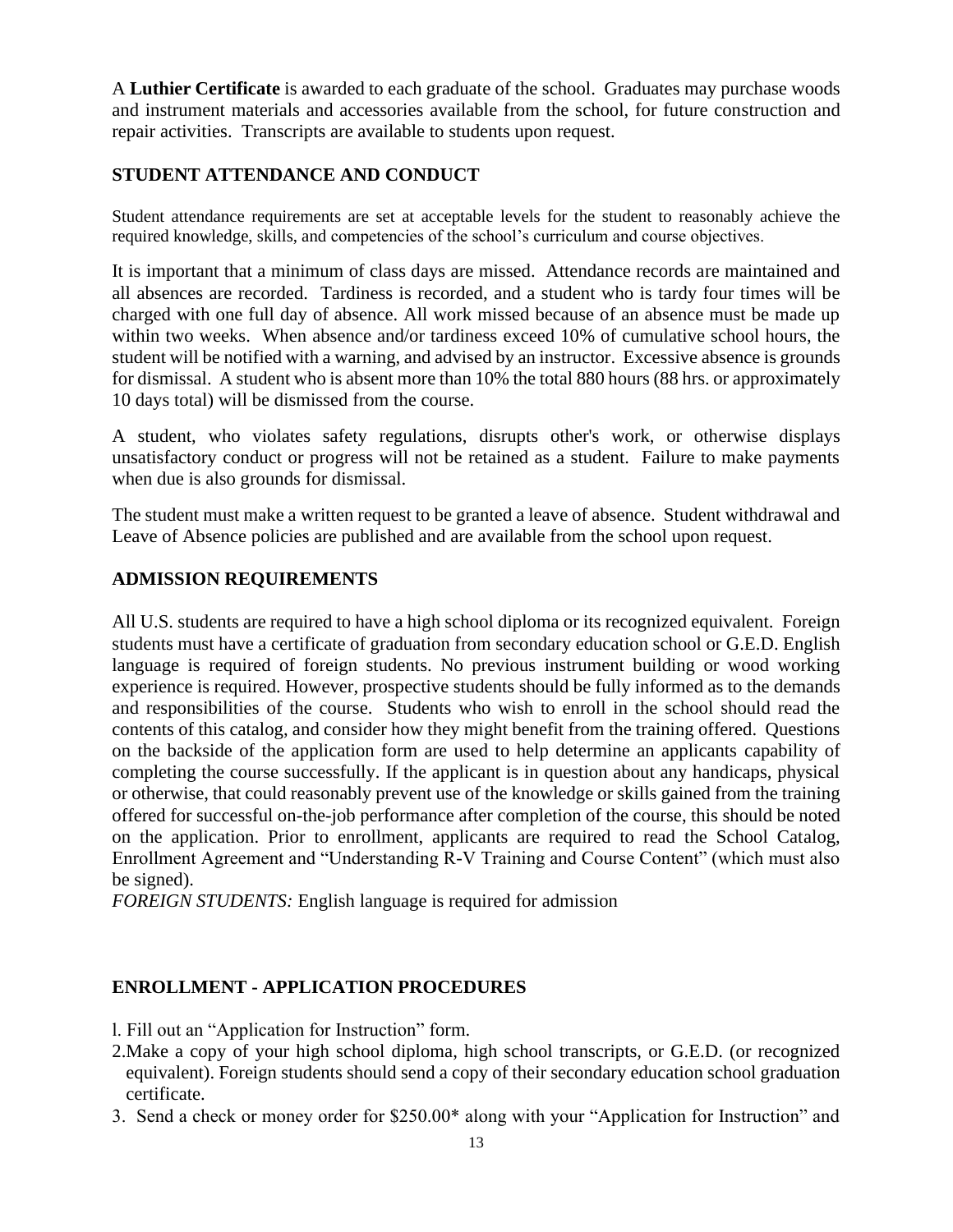A **Luthier Certificate** is awarded to each graduate of the school. Graduates may purchase woods and instrument materials and accessories available from the school, for future construction and repair activities. Transcripts are available to students upon request.

## STUDENT ATTENDANCE AND CONDUCT

Student attendance requirements are set at acceptable levels for the student to reasonably achieve the required knowledge, skills, and competencies of the school's curriculum and course objectives.

It is important that a minimum of class days are missed. Attendance records are maintained and all absences are recorded. Tardiness is recorded, and a student who is tardy four times will be charged with one full day of absence. All work missed because of an absence must be made up within two weeks. When absence and/or tardiness exceed 10% of cumulative school hours, the student will be notified with a warning, and advised by an instructor. Excessive absence is grounds for dismissal. A student who is absent more than 10% the total 880 hours (88 hrs. or approximately 10 days total) will be dismissed from the course.

A student, who violates safety regulations, disrupts other's work, or otherwise displays unsatisfactory conduct or progress will not be retained as a student. Failure to make payments when due is also grounds for dismissal.

The student must make a written request to be granted a leave of absence. Student withdrawal and Leave of Absence policies are published and are available from the school upon request.

## ADMISSION REQUIREMENTS

All U.S. students are required to have a high school diploma or its recognized equivalent. Foreign students must have a certificate of graduation from secondary education school or G.E.D. English language is required of foreign students. No previous instrument building or wood working experience is required. However, prospective students should be fully informed as to the demands and responsibilities of the course. Students who wish to enroll in the school should read the contents of this catalog, and consider how they might benefit from the training offered. Questions on the backside of the application form are used to help determine an applicants capability of completing the course successfully. If the applicant is in question about any handicaps, physical or otherwise, that could reasonably prevent use of the knowledge or skills gained from the training offered for successful on-the-job performance after completion of the course, this should be noted on the application. Prior to enrollment, applicants are required to read the School Catalog, Enrollment Agreement and "Understanding R-V Training and Course Content" (which must also be signed).

*FOREIGN STUDENTS:* English language is required for admission

## ENROLLMENT - APPLICATION PROCEDURES

1. Fill out an "Application for Instruction" form.
2. Make a copy of your high school diploma, high school transcripts, or G.E.D. (or recognized equivalent). Foreign students should send a copy of their secondary education school graduation certificate.
3. Send a check or money order for $250.00* along with your "Application for Instruction" and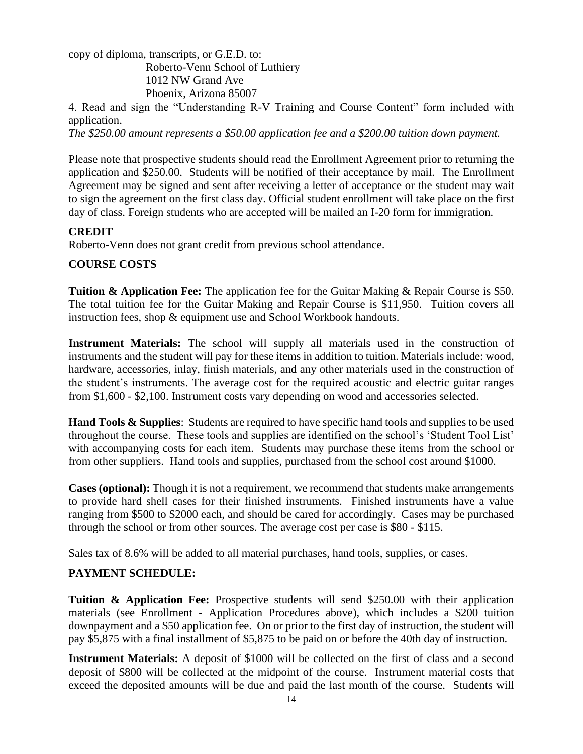copy of diploma, transcripts, or G.E.D. to:

Roberto-Venn School of Luthiery
1012 NW Grand Ave
Phoenix, Arizona 85007

4. Read and sign the "Understanding R-V Training and Course Content" form included with application.

*The $250.00 amount represents a $50.00 application fee and a $200.00 tuition down payment.*

Please note that prospective students should read the Enrollment Agreement prior to returning the application and $250.00. Students will be notified of their acceptance by mail. The Enrollment Agreement may be signed and sent after receiving a letter of acceptance or the student may wait to sign the agreement on the first class day. Official student enrollment will take place on the first day of class. Foreign students who are accepted will be mailed an I-20 form for immigration.

**CREDIT**

Roberto-Venn does not grant credit from previous school attendance.

**COURSE COSTS**

**Tuition & Application Fee:** The application fee for the Guitar Making & Repair Course is $50. The total tuition fee for the Guitar Making and Repair Course is $11,950. Tuition covers all instruction fees, shop & equipment use and School Workbook handouts.

**Instrument Materials:** The school will supply all materials used in the construction of instruments and the student will pay for these items in addition to tuition. Materials include: wood, hardware, accessories, inlay, finish materials, and any other materials used in the construction of the student's instruments. The average cost for the required acoustic and electric guitar ranges from $1,600 - $2,100. Instrument costs vary depending on wood and accessories selected.

**Hand Tools & Supplies**: Students are required to have specific hand tools and supplies to be used throughout the course. These tools and supplies are identified on the school's 'Student Tool List' with accompanying costs for each item. Students may purchase these items from the school or from other suppliers. Hand tools and supplies, purchased from the school cost around $1000.

**Cases (optional):** Though it is not a requirement, we recommend that students make arrangements to provide hard shell cases for their finished instruments. Finished instruments have a value ranging from $500 to $2000 each, and should be cared for accordingly. Cases may be purchased through the school or from other sources. The average cost per case is $80 - $115.

Sales tax of 8.6% will be added to all material purchases, hand tools, supplies, or cases.

**PAYMENT SCHEDULE:**

**Tuition & Application Fee:** Prospective students will send $250.00 with their application materials (see Enrollment - Application Procedures above), which includes a $200 tuition downpayment and a $50 application fee. On or prior to the first day of instruction, the student will pay $5,875 with a final installment of $5,875 to be paid on or before the 40th day of instruction.

**Instrument Materials:** A deposit of $1000 will be collected on the first of class and a second deposit of $800 will be collected at the midpoint of the course. Instrument material costs that exceed the deposited amounts will be due and paid the last month of the course. Students will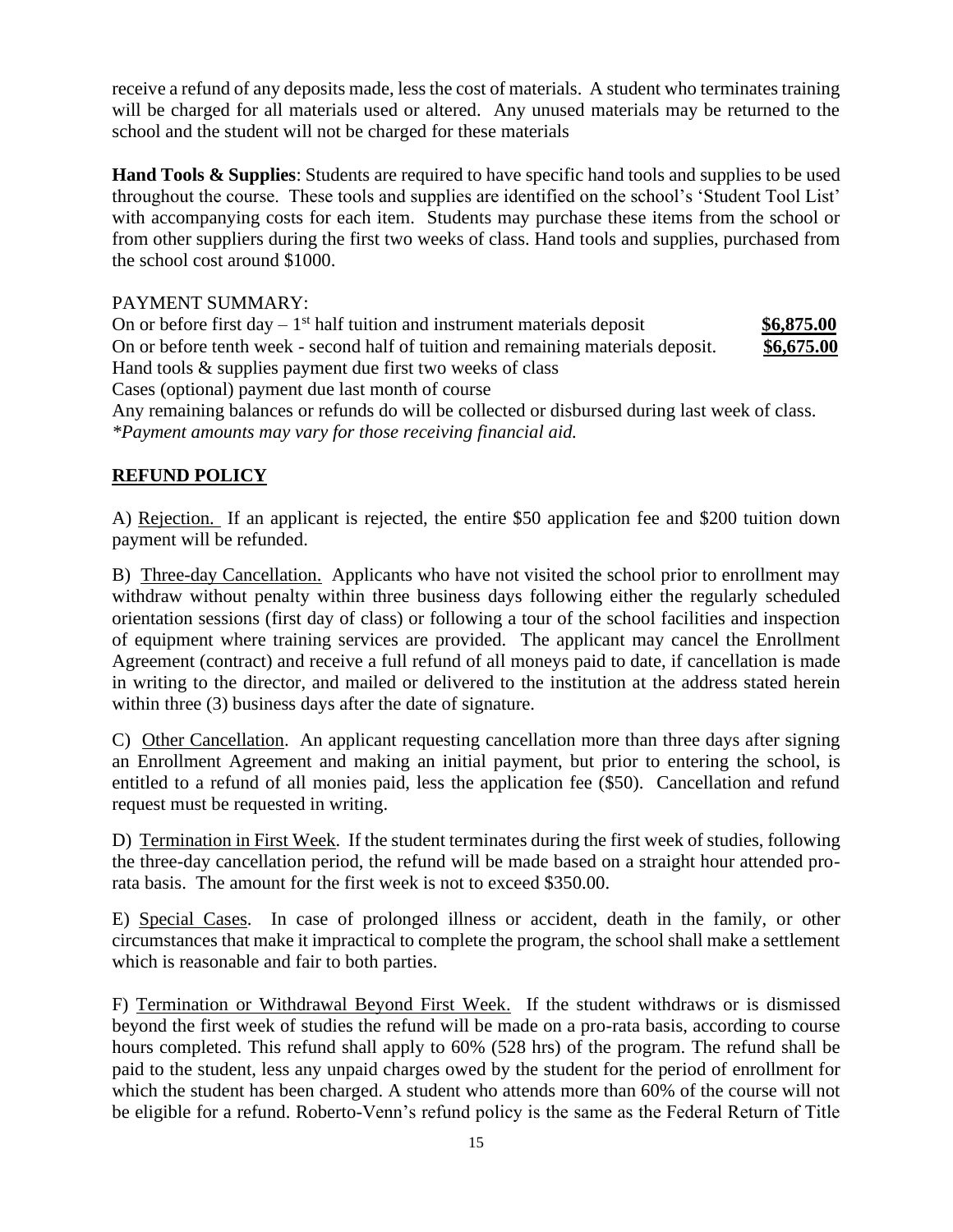receive a refund of any deposits made, less the cost of materials. A student who terminates training will be charged for all materials used or altered. Any unused materials may be returned to the school and the student will not be charged for these materials

**Hand Tools & Supplies**: Students are required to have specific hand tools and supplies to be used throughout the course. These tools and supplies are identified on the school's 'Student Tool List' with accompanying costs for each item. Students may purchase these items from the school or from other suppliers during the first two weeks of class. Hand tools and supplies, purchased from the school cost around $1000.

PAYMENT SUMMARY:

On or before first day – 1st half tuition and instrument materials deposit **$6,875.00**
On or before tenth week - second half of tuition and remaining materials deposit. **$6,675.00**
Hand tools & supplies payment due first two weeks of class
Cases (optional) payment due last month of course
Any remaining balances or refunds do will be collected or disbursed during last week of class.
*\*Payment amounts may vary for those receiving financial aid.*

## REFUND POLICY

A) Rejection. If an applicant is rejected, the entire $50 application fee and $200 tuition down payment will be refunded.

B) Three-day Cancellation. Applicants who have not visited the school prior to enrollment may withdraw without penalty within three business days following either the regularly scheduled orientation sessions (first day of class) or following a tour of the school facilities and inspection of equipment where training services are provided. The applicant may cancel the Enrollment Agreement (contract) and receive a full refund of all moneys paid to date, if cancellation is made in writing to the director, and mailed or delivered to the institution at the address stated herein within three (3) business days after the date of signature.

C) Other Cancellation. An applicant requesting cancellation more than three days after signing an Enrollment Agreement and making an initial payment, but prior to entering the school, is entitled to a refund of all monies paid, less the application fee ($50). Cancellation and refund request must be requested in writing.

D) Termination in First Week. If the student terminates during the first week of studies, following the three-day cancellation period, the refund will be made based on a straight hour attended pro-rata basis. The amount for the first week is not to exceed $350.00.

E) Special Cases. In case of prolonged illness or accident, death in the family, or other circumstances that make it impractical to complete the program, the school shall make a settlement which is reasonable and fair to both parties.

F) Termination or Withdrawal Beyond First Week. If the student withdraws or is dismissed beyond the first week of studies the refund will be made on a pro-rata basis, according to course hours completed. This refund shall apply to 60% (528 hrs) of the program. The refund shall be paid to the student, less any unpaid charges owed by the student for the period of enrollment for which the student has been charged. A student who attends more than 60% of the course will not be eligible for a refund. Roberto-Venn's refund policy is the same as the Federal Return of Title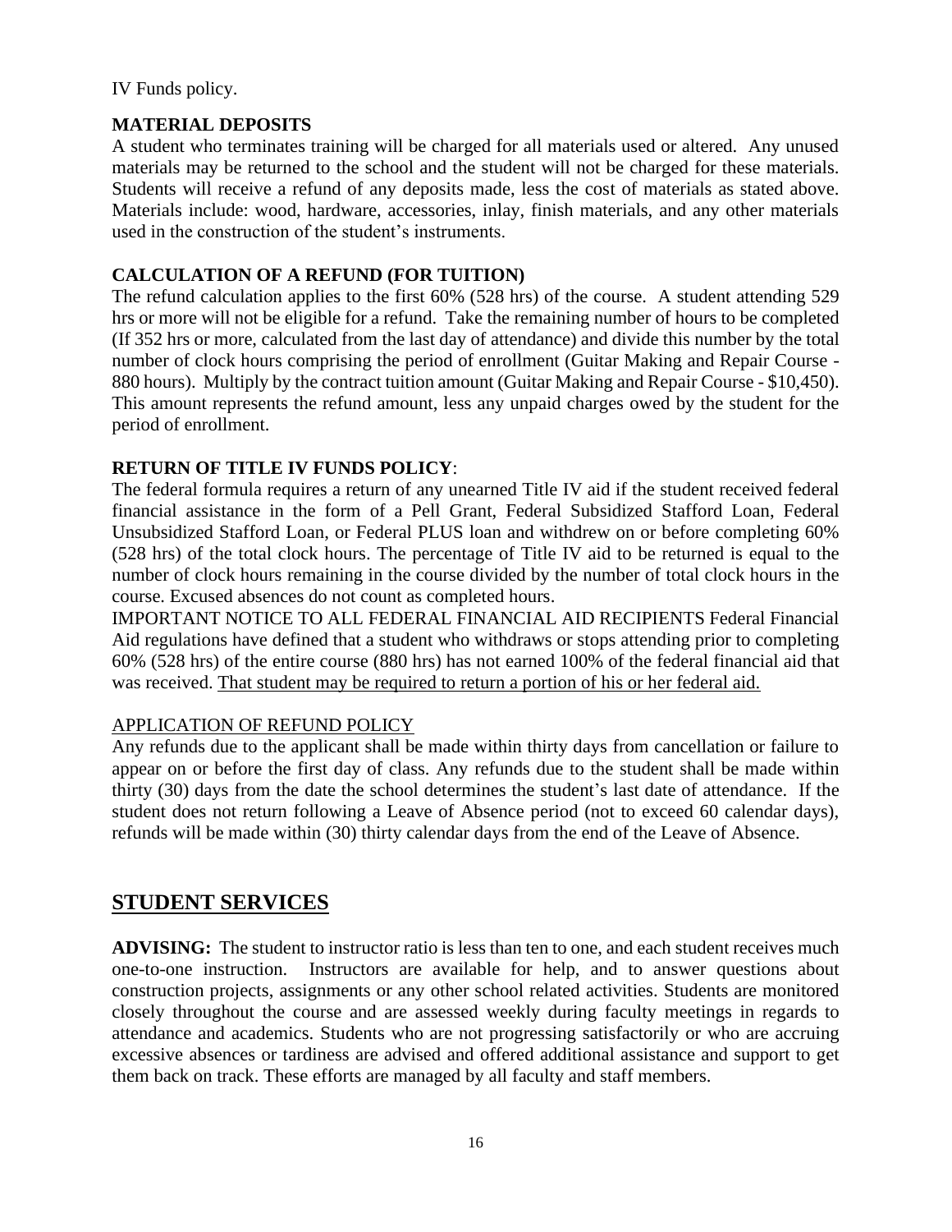IV Funds policy.

**MATERIAL DEPOSITS**

A student who terminates training will be charged for all materials used or altered. Any unused materials may be returned to the school and the student will not be charged for these materials. Students will receive a refund of any deposits made, less the cost of materials as stated above. Materials include: wood, hardware, accessories, inlay, finish materials, and any other materials used in the construction of the student's instruments.

**CALCULATION OF A REFUND (FOR TUITION)**

The refund calculation applies to the first 60% (528 hrs) of the course. A student attending 529 hrs or more will not be eligible for a refund. Take the remaining number of hours to be completed (If 352 hrs or more, calculated from the last day of attendance) and divide this number by the total number of clock hours comprising the period of enrollment (Guitar Making and Repair Course - 880 hours). Multiply by the contract tuition amount (Guitar Making and Repair Course - $10,450). This amount represents the refund amount, less any unpaid charges owed by the student for the period of enrollment.

**RETURN OF TITLE IV FUNDS POLICY**:

The federal formula requires a return of any unearned Title IV aid if the student received federal financial assistance in the form of a Pell Grant, Federal Subsidized Stafford Loan, Federal Unsubsidized Stafford Loan, or Federal PLUS loan and withdrew on or before completing 60% (528 hrs) of the total clock hours. The percentage of Title IV aid to be returned is equal to the number of clock hours remaining in the course divided by the number of total clock hours in the course. Excused absences do not count as completed hours.

IMPORTANT NOTICE TO ALL FEDERAL FINANCIAL AID RECIPIENTS Federal Financial Aid regulations have defined that a student who withdraws or stops attending prior to completing 60% (528 hrs) of the entire course (880 hrs) has not earned 100% of the federal financial aid that was received. <u>That student may be required to return a portion of his or her federal aid.</u>

<u>APPLICATION OF REFUND POLICY</u>

Any refunds due to the applicant shall be made within thirty days from cancellation or failure to appear on or before the first day of class. Any refunds due to the student shall be made within thirty (30) days from the date the school determines the student's last date of attendance. If the student does not return following a Leave of Absence period (not to exceed 60 calendar days), refunds will be made within (30) thirty calendar days from the end of the Leave of Absence.

## STUDENT SERVICES

**ADVISING:** The student to instructor ratio is less than ten to one, and each student receives much one-to-one instruction. Instructors are available for help, and to answer questions about construction projects, assignments or any other school related activities. Students are monitored closely throughout the course and are assessed weekly during faculty meetings in regards to attendance and academics. Students who are not progressing satisfactorily or who are accruing excessive absences or tardiness are advised and offered additional assistance and support to get them back on track. These efforts are managed by all faculty and staff members.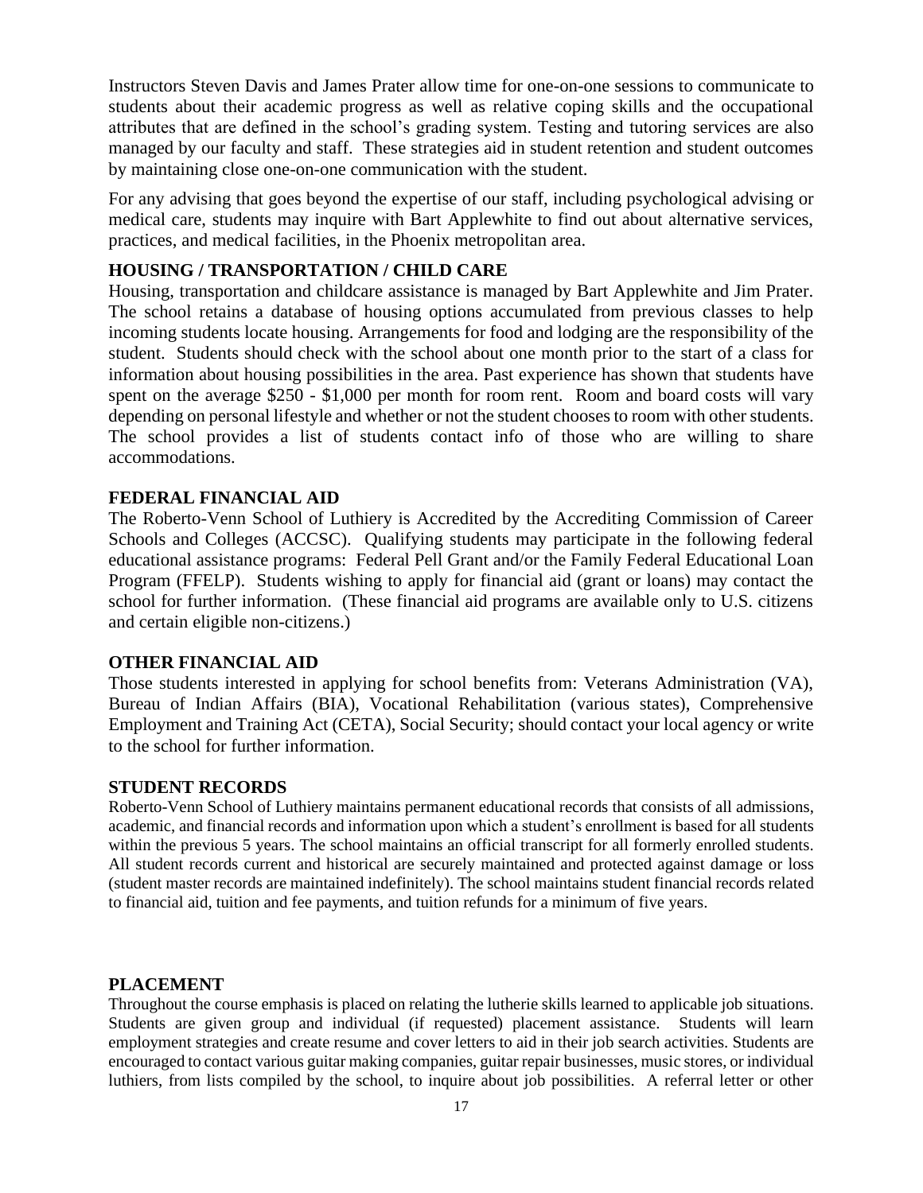Instructors Steven Davis and James Prater allow time for one-on-one sessions to communicate to students about their academic progress as well as relative coping skills and the occupational attributes that are defined in the school's grading system. Testing and tutoring services are also managed by our faculty and staff. These strategies aid in student retention and student outcomes by maintaining close one-on-one communication with the student.

For any advising that goes beyond the expertise of our staff, including psychological advising or medical care, students may inquire with Bart Applewhite to find out about alternative services, practices, and medical facilities, in the Phoenix metropolitan area.

## HOUSING / TRANSPORTATION / CHILD CARE

Housing, transportation and childcare assistance is managed by Bart Applewhite and Jim Prater. The school retains a database of housing options accumulated from previous classes to help incoming students locate housing. Arrangements for food and lodging are the responsibility of the student. Students should check with the school about one month prior to the start of a class for information about housing possibilities in the area. Past experience has shown that students have spent on the average $250 - $1,000 per month for room rent. Room and board costs will vary depending on personal lifestyle and whether or not the student chooses to room with other students. The school provides a list of students contact info of those who are willing to share accommodations.

## FEDERAL FINANCIAL AID

The Roberto-Venn School of Luthiery is Accredited by the Accrediting Commission of Career Schools and Colleges (ACCSC). Qualifying students may participate in the following federal educational assistance programs: Federal Pell Grant and/or the Family Federal Educational Loan Program (FFELP). Students wishing to apply for financial aid (grant or loans) may contact the school for further information. (These financial aid programs are available only to U.S. citizens and certain eligible non-citizens.)

## OTHER FINANCIAL AID

Those students interested in applying for school benefits from: Veterans Administration (VA), Bureau of Indian Affairs (BIA), Vocational Rehabilitation (various states), Comprehensive Employment and Training Act (CETA), Social Security; should contact your local agency or write to the school for further information.

## STUDENT RECORDS

Roberto-Venn School of Luthiery maintains permanent educational records that consists of all admissions, academic, and financial records and information upon which a student's enrollment is based for all students within the previous 5 years. The school maintains an official transcript for all formerly enrolled students. All student records current and historical are securely maintained and protected against damage or loss (student master records are maintained indefinitely). The school maintains student financial records related to financial aid, tuition and fee payments, and tuition refunds for a minimum of five years.

## PLACEMENT

Throughout the course emphasis is placed on relating the lutherie skills learned to applicable job situations. Students are given group and individual (if requested) placement assistance. Students will learn employment strategies and create resume and cover letters to aid in their job search activities. Students are encouraged to contact various guitar making companies, guitar repair businesses, music stores, or individual luthiers, from lists compiled by the school, to inquire about job possibilities. A referral letter or other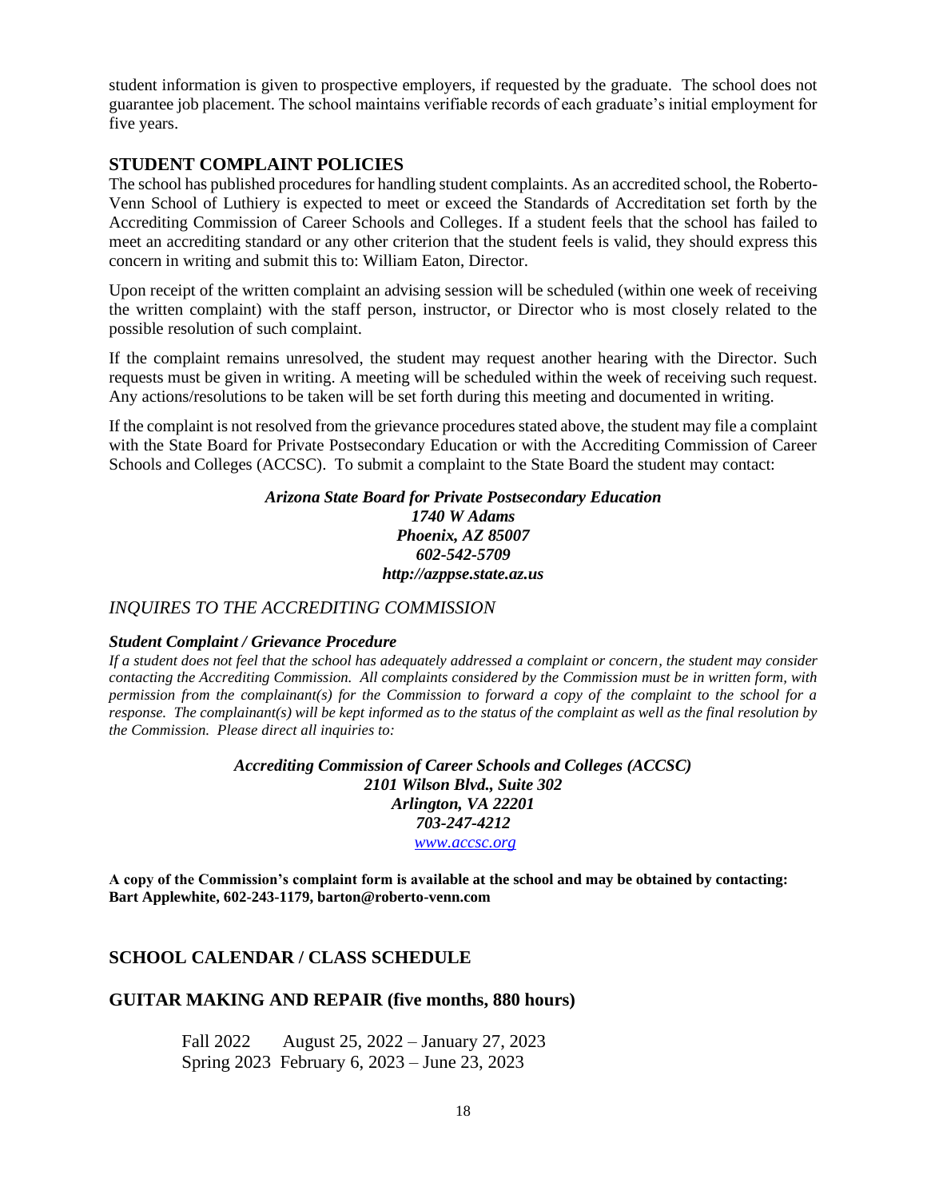student information is given to prospective employers, if requested by the graduate. The school does not guarantee job placement. The school maintains verifiable records of each graduate's initial employment for five years.

## STUDENT COMPLAINT POLICIES

The school has published procedures for handling student complaints. As an accredited school, the Roberto-Venn School of Luthiery is expected to meet or exceed the Standards of Accreditation set forth by the Accrediting Commission of Career Schools and Colleges. If a student feels that the school has failed to meet an accrediting standard or any other criterion that the student feels is valid, they should express this concern in writing and submit this to: William Eaton, Director.

Upon receipt of the written complaint an advising session will be scheduled (within one week of receiving the written complaint) with the staff person, instructor, or Director who is most closely related to the possible resolution of such complaint.

If the complaint remains unresolved, the student may request another hearing with the Director. Such requests must be given in writing. A meeting will be scheduled within the week of receiving such request. Any actions/resolutions to be taken will be set forth during this meeting and documented in writing.

If the complaint is not resolved from the grievance procedures stated above, the student may file a complaint with the State Board for Private Postsecondary Education or with the Accrediting Commission of Career Schools and Colleges (ACCSC). To submit a complaint to the State Board the student may contact:

***Arizona State Board for Private Postsecondary Education***
***1740 W Adams***
***Phoenix, AZ 85007***
***602-542-5709***
***http://azppse.state.az.us***

*INQUIRES TO THE ACCREDITING COMMISSION*

***Student Complaint / Grievance Procedure***

*If a student does not feel that the school has adequately addressed a complaint or concern, the student may consider contacting the Accrediting Commission. All complaints considered by the Commission must be in written form, with permission from the complainant(s) for the Commission to forward a copy of the complaint to the school for a response. The complainant(s) will be kept informed as to the status of the complaint as well as the final resolution by the Commission. Please direct all inquiries to:*

***Accrediting Commission of Career Schools and Colleges (ACCSC)***
***2101 Wilson Blvd., Suite 302***
***Arlington, VA 22201***
***703-247-4212***
*www.accsc.org*

**A copy of the Commission's complaint form is available at the school and may be obtained by contacting: Bart Applewhite, 602-243-1179, barton@roberto-venn.com**

## SCHOOL CALENDAR / CLASS SCHEDULE

## GUITAR MAKING AND REPAIR (five months, 880 hours)

Fall 2022 August 25, 2022 – January 27, 2023
Spring 2023 February 6, 2023 – June 23, 2023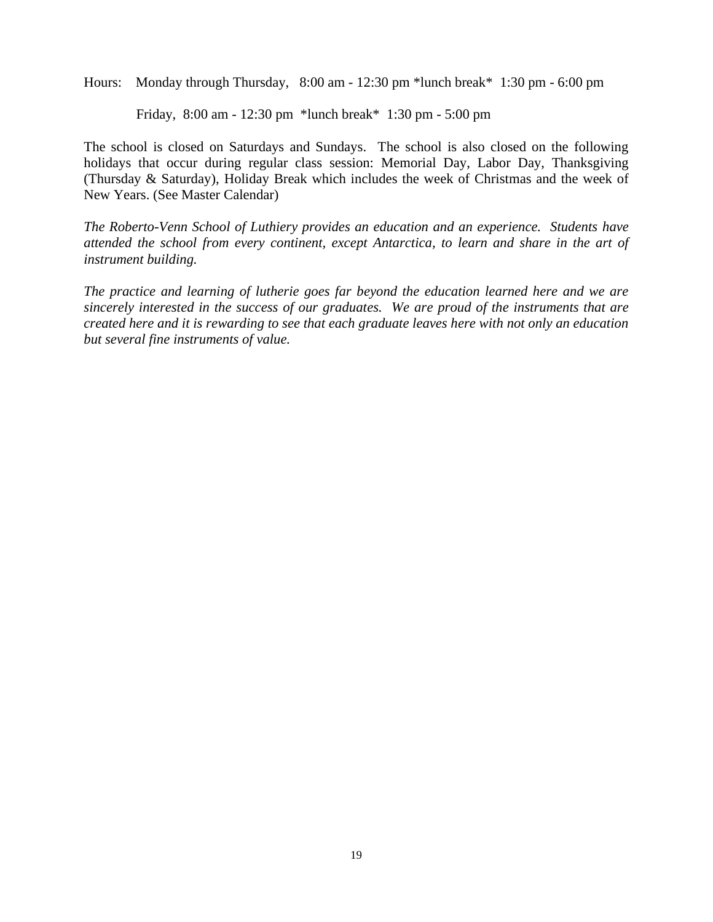Hours: Monday through Thursday, 8:00 am - 12:30 pm *lunch break* 1:30 pm - 6:00 pm

Friday, 8:00 am - 12:30 pm *lunch break* 1:30 pm - 5:00 pm

The school is closed on Saturdays and Sundays. The school is also closed on the following holidays that occur during regular class session: Memorial Day, Labor Day, Thanksgiving (Thursday & Saturday), Holiday Break which includes the week of Christmas and the week of New Years. (See Master Calendar)

*The Roberto-Venn School of Luthiery provides an education and an experience. Students have attended the school from every continent, except Antarctica, to learn and share in the art of instrument building.*

*The practice and learning of lutherie goes far beyond the education learned here and we are sincerely interested in the success of our graduates. We are proud of the instruments that are created here and it is rewarding to see that each graduate leaves here with not only an education but several fine instruments of value.*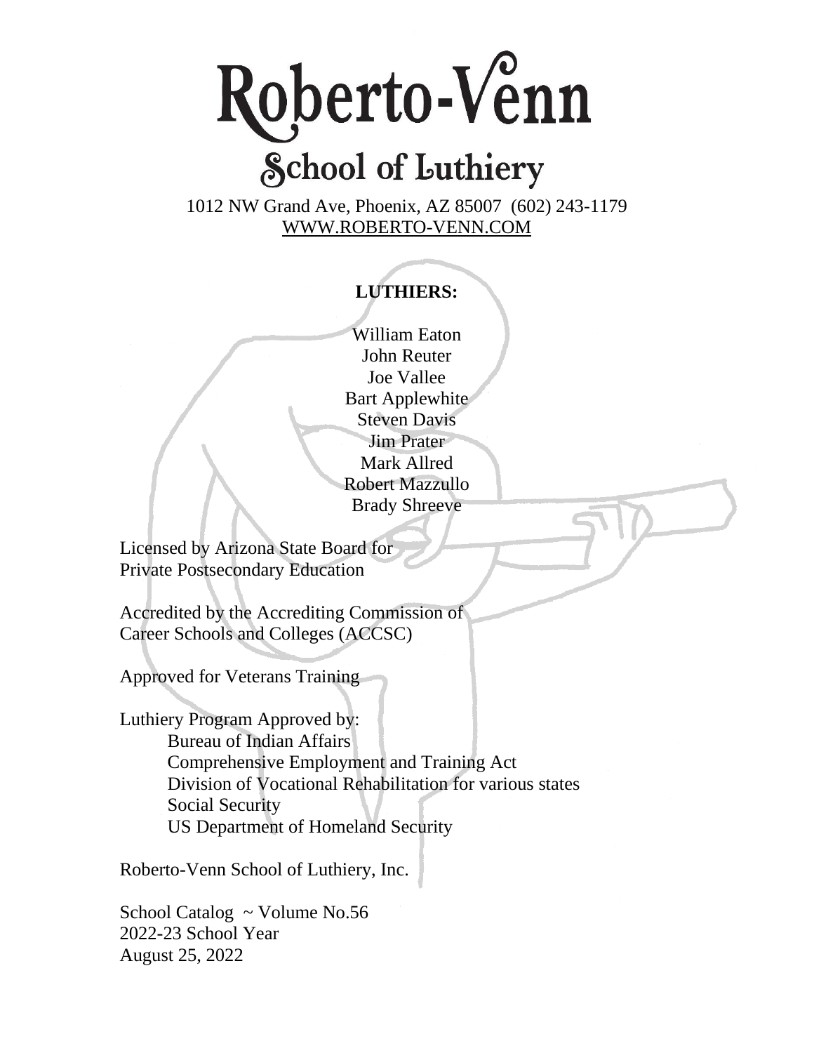# Roberto-Venn

## School of Luthiery

1012 NW Grand Ave, Phoenix, AZ 85007 (602) 243-1179
WWW.ROBERTO-VENN.COM

**LUTHIERS:**

William Eaton
John Reuter
Joe Vallee
Bart Applewhite
Steven Davis
Jim Prater
Mark Allred
Robert Mazzullo
Brady Shreeve

Licensed by Arizona State Board for
Private Postsecondary Education

Accredited by the Accrediting Commission of
Career Schools and Colleges (ACCSC)

Approved for Veterans Training

Luthiery Program Approved by:

- Bureau of Indian Affairs
- Comprehensive Employment and Training Act
- Division of Vocational Rehabilitation for various states
- Social Security
- US Department of Homeland Security

Roberto-Venn School of Luthiery, Inc.

School Catalog ~ Volume No.56
2022-23 School Year
August 25, 2022